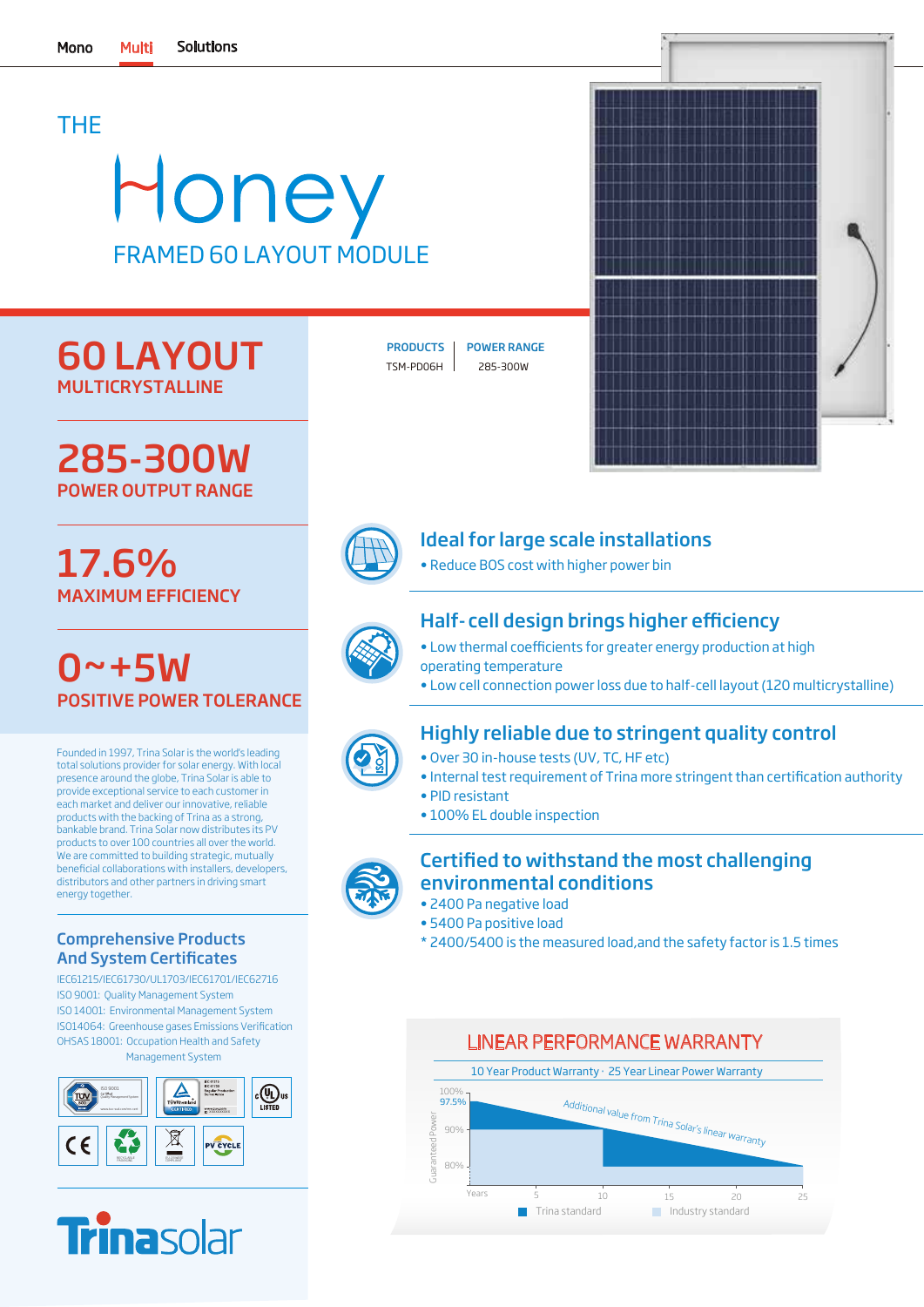Mono Multi Solutions

THE

# Honey

## FRAMED 60 LAYOUT MODULE

| PRODUCTS | POWER RANGE |
|---|---|
| TSM-PD06H | 285-300W |

## 60 LAYOUT
MULTICRYSTALLINE

## 285-300W
POWER OUTPUT RANGE

## 17.6%
MAXIMUM EFFICIENCY

## 0~+5W
POSITIVE POWER TOLERANCE

Founded in 1997, Trina Solar is the world's leading total solutions provider for solar energy. With local presence around the globe, Trina Solar is able to provide exceptional service to each customer in each market and deliver our innovative, reliable products with the backing of Trina as a strong, bankable brand. Trina Solar now distributes its PV products to over 100 countries all over the world. We are committed to building strategic, mutually beneficial collaborations with installers, developers, distributors and other partners in driving smart energy together.

### Comprehensive Products And System Certificates

IEC61215/IEC61730/UL1703/IEC61701/IEC62716
ISO 9001: Quality Management System
ISO 14001: Environmental Management System
ISO14064: Greenhouse gases Emissions Verification
OHSAS 18001: Occupation Health and Safety Management System

### Ideal for large scale installations

- Reduce BOS cost with higher power bin

### Half- cell design brings higher efficiency

- Low thermal coefficients for greater energy production at high operating temperature
- Low cell connection power loss due to half-cell layout (120 multicrystalline)

### Highly reliable due to stringent quality control

- Over 30 in-house tests (UV, TC, HF etc)
- Internal test requirement of Trina more stringent than certification authority
- PID resistant
- 100% EL double inspection

### Certified to withstand the most challenging environmental conditions

- 2400 Pa negative load
- 5400 Pa positive load

* 2400/5400 is the measured load,and the safety factor is 1.5 times

### LINEAR PERFORMANCE WARRANTY

10 Year Product Warranty · 25 Year Linear Power Warranty

Additional value from Trina Solar's linear warranty

Guaranteed Power: 100%, 97.5%, 90%, 80%
Years: 5, 10, 15, 20, 25

Trina standard · Industry standard

Trinasolar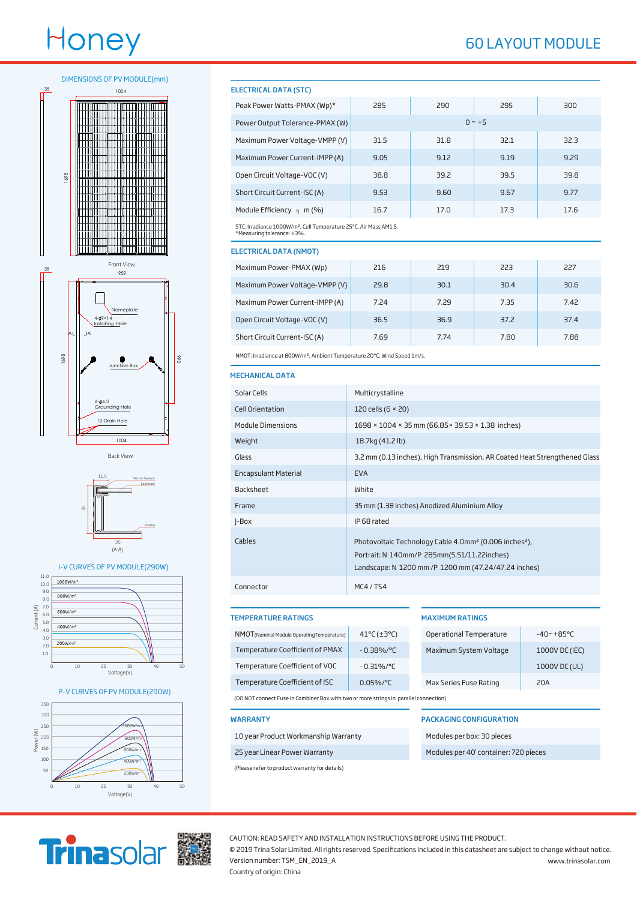# Honey

## 60 LAYOUT MODULE

### DIMENSIONS OF PV MODULE(mm)

35
1004
1698
Front View

35
959
Nameplate
4-φ9×14
Installing Hole
A
A
1698
Junction Box
990
6-φ4.3
Grounding Hole
12-Drain Hole
1004
Back View

11.5
Silicon Sealant
Laminate
35
Frame
35
(A-A)

### I-V CURVES OF PV MODULE(290W)

11.0
10.0
9.0
8.0
7.0
6.0
5.0
4.0
3.0
2.0
1.0
Current (A)
1000W/m²
800W/m²
600W/m²
400W/m²
200W/m²
0 10 20 30 40 50
Voltage(V)

### P-V CURVES OF PV MODULE(290W)

350
300
250
200
150
100
50
Power (W)
1000W/m²
800W/m²
600W/m²
400W/m²
200W/m²
0 10 20 30 40 50
Voltage(V)

### ELECTRICAL DATA (STC)

| | | | | |
|---|---|---|---|---|
| Peak Power Watts-PMAX (Wp)* | 285 | 290 | 295 | 300 |
| Power Output Tolerance-PMAX (W) | 0 ~ +5 | | | |
| Maximum Power Voltage-VMPP (V) | 31.5 | 31.8 | 32.1 | 32.3 |
| Maximum Power Current-IMPP (A) | 9.05 | 9.12 | 9.19 | 9.29 |
| Open Circuit Voltage-VOC (V) | 38.8 | 39.2 | 39.5 | 39.8 |
| Short Circuit Current-ISC (A) | 9.53 | 9.60 | 9.67 | 9.77 |
| Module Efficiency η m (%) | 16.7 | 17.0 | 17.3 | 17.6 |

STC: Irradiance 1000W/m², Cell Temperature 25°C, Air Mass AM1.5.
*Measuring tolerance: ±3%.

### ELECTRICAL DATA (NMOT)

| | | | | |
|---|---|---|---|---|
| Maximum Power-PMAX (Wp) | 216 | 219 | 223 | 227 |
| Maximum Power Voltage-VMPP (V) | 29.8 | 30.1 | 30.4 | 30.6 |
| Maximum Power Current-IMPP (A) | 7.24 | 7.29 | 7.35 | 7.42 |
| Open Circuit Voltage-VOC (V) | 36.5 | 36.9 | 37.2 | 37.4 |
| Short Circuit Current-ISC (A) | 7.69 | 7.74 | 7.80 | 7.88 |

NMOT: Irradiance at 800W/m², Ambient Temperature 20°C, Wind Speed 1m/s.

### MECHANICAL DATA

| | |
|---|---|
| Solar Cells | Multicrystalline |
| Cell Orientation | 120 cells (6 × 20) |
| Module Dimensions | 1698 × 1004 × 35 mm (66.85× 39.53 × 1.38 inches) |
| Weight | 18.7kg (41.2 lb) |
| Glass | 3.2 mm (0.13 inches), High Transmission, AR Coated Heat Strengthened Glass |
| Encapsulant Material | EVA |
| Backsheet | White |
| Frame | 35 mm (1.38 inches) Anodized Aluminium Alloy |
| J-Box | IP 68 rated |
| Cables | Photovoltaic Technology Cable 4.0mm² (0.006 inches²), Portrait: N 140mm/P 285mm(5.51/11.22inches) Landscape: N 1200 mm /P 1200 mm (47.24/47.24 inches) |
| Connector | MC4 / TS4 |

### TEMPERATURE RATINGS

| | |
|---|---|
| NMOT(Nominal Module Operating Temperature) | 41°C (±3°C) |
| Temperature Coefficient of PMAX | - 0.38%/°C |
| Temperature Coefficient of VOC | - 0.31%/°C |
| Temperature Coefficient of ISC | 0.05%/°C |

### MAXIMUM RATINGS

| | |
|---|---|
| Operational Temperature | -40~+85°C |
| Maximum System Voltage | 1000V DC (IEC) |
| | 1000V DC (UL) |
| Max Series Fuse Rating | 20A |

(DO NOT connect Fuse in Combiner Box with two or more strings in parallel connection)

### WARRANTY

| |
|---|
| 10 year Product Workmanship Warranty |
| 25 year Linear Power Warranty |

(Please refer to product warranty for details)

### PACKAGING CONFIGURATION

| |
|---|
| Modules per box: 30 pieces |
| Modules per 40' container: 720 pieces |

Trinasolar

CAUTION: READ SAFETY AND INSTALLATION INSTRUCTIONS BEFORE USING THE PRODUCT.
© 2019 Trina Solar Limited. All rights reserved. Specifications included in this datasheet are subject to change without notice.
Version number: TSM_EN_2019_A
Country of origin: China
www.trinasolar.com